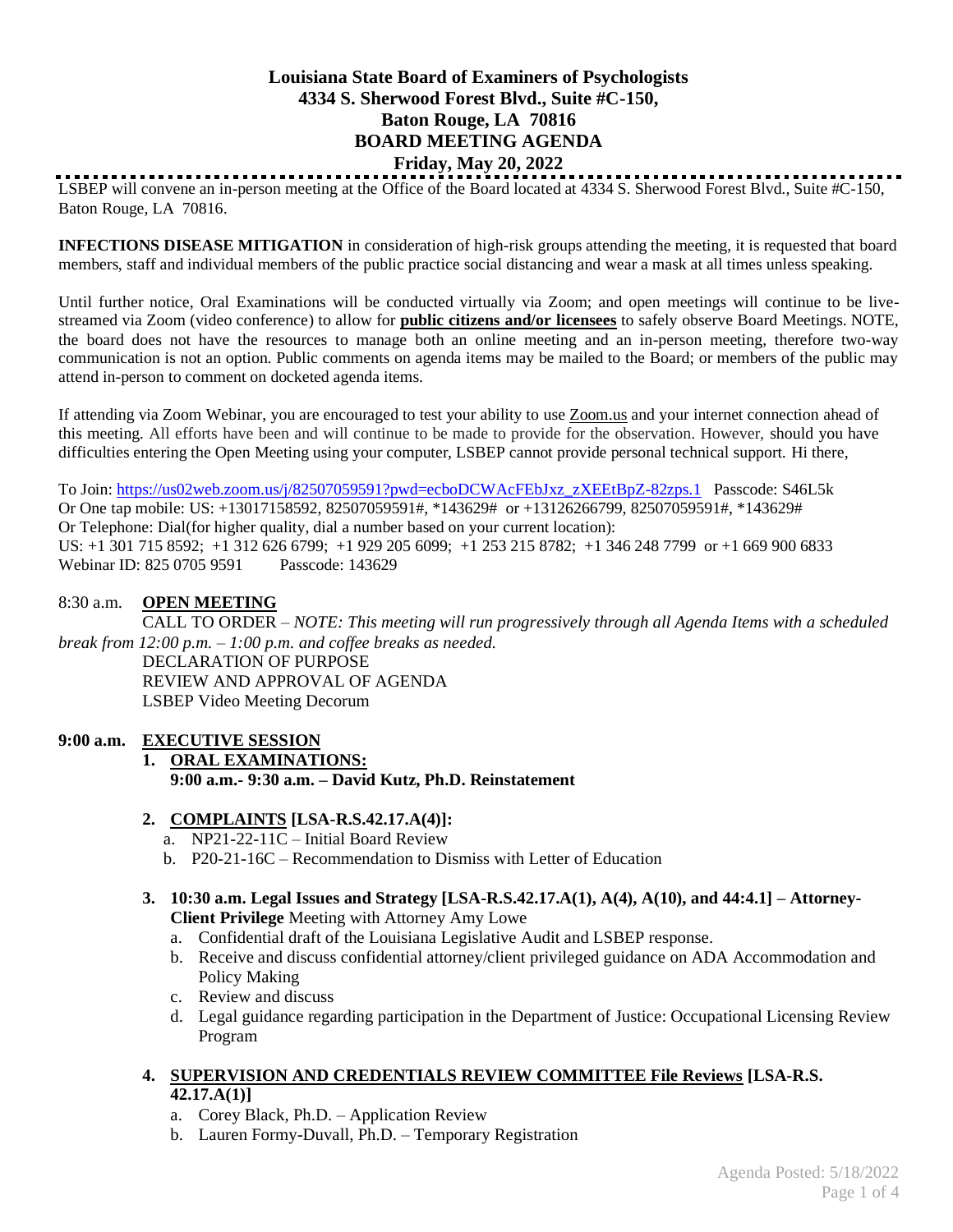# Louisiana State Board of Examiners of Psychologists
## 4334 S. Sherwood Forest Blvd., Suite #C-150,
## Baton Rouge, LA 70816
## BOARD MEETING AGENDA
## Friday, May 20, 2022

LSBEP will convene an in-person meeting at the Office of the Board located at 4334 S. Sherwood Forest Blvd., Suite #C-150, Baton Rouge, LA 70816.

**INFECTIONS DISEASE MITIGATION** in consideration of high-risk groups attending the meeting, it is requested that board members, staff and individual members of the public practice social distancing and wear a mask at all times unless speaking.

Until further notice, Oral Examinations will be conducted virtually via Zoom; and open meetings will continue to be live-streamed via Zoom (video conference) to allow for **public citizens and/or licensees** to safely observe Board Meetings. NOTE, the board does not have the resources to manage both an online meeting and an in-person meeting, therefore two-way communication is not an option. Public comments on agenda items may be mailed to the Board; or members of the public may attend in-person to comment on docketed agenda items.

If attending via Zoom Webinar, you are encouraged to test your ability to use Zoom.us and your internet connection ahead of this meeting. All efforts have been and will continue to be made to provide for the observation. However, should you have difficulties entering the Open Meeting using your computer, LSBEP cannot provide personal technical support. Hi there,

To Join: https://us02web.zoom.us/j/82507059591?pwd=ecboDCWAcFEbJxz_zXEEtBpZ-82zps.1 Passcode: S46L5k
Or One tap mobile: US: +13017158592, 82507059591#, *143629# or +13126266799, 82507059591#, *143629#
Or Telephone: Dial(for higher quality, dial a number based on your current location):
US: +1 301 715 8592; +1 312 626 6799; +1 929 205 6099; +1 253 215 8782; +1 346 248 7799 or +1 669 900 6833
Webinar ID: 825 0705 9591 Passcode: 143629

8:30 a.m. **OPEN MEETING**

CALL TO ORDER – *NOTE: This meeting will run progressively through all Agenda Items with a scheduled break from 12:00 p.m. – 1:00 p.m. and coffee breaks as needed.*

DECLARATION OF PURPOSE

REVIEW AND APPROVAL OF AGENDA

LSBEP Video Meeting Decorum

**9:00 a.m. EXECUTIVE SESSION**

1. **ORAL EXAMINATIONS:**
   **9:00 a.m.- 9:30 a.m. – David Kutz, Ph.D. Reinstatement**

2. **COMPLAINTS [LSA-R.S.42.17.A(4)]:**
   a. NP21-22-11C – Initial Board Review
   b. P20-21-16C – Recommendation to Dismiss with Letter of Education

3. **10:30 a.m. Legal Issues and Strategy [LSA-R.S.42.17.A(1), A(4), A(10), and 44:4.1] – Attorney-Client Privilege** Meeting with Attorney Amy Lowe
   a. Confidential draft of the Louisiana Legislative Audit and LSBEP response.
   b. Receive and discuss confidential attorney/client privileged guidance on ADA Accommodation and Policy Making
   c. Review and discuss
   d. Legal guidance regarding participation in the Department of Justice: Occupational Licensing Review Program

4. **SUPERVISION AND CREDENTIALS REVIEW COMMITTEE File Reviews [LSA-R.S. 42.17.A(1)]**
   a. Corey Black, Ph.D. – Application Review
   b. Lauren Formy-Duvall, Ph.D. – Temporary Registration

Agenda Posted: 5/18/2022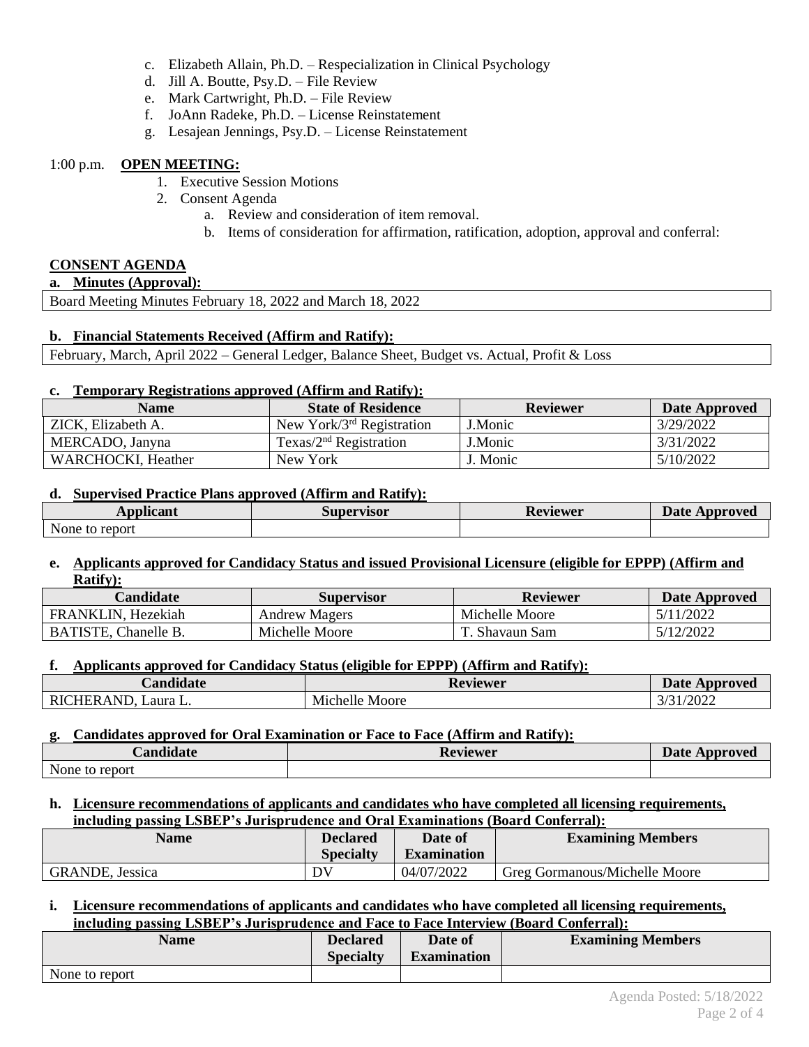c. Elizabeth Allain, Ph.D. – Respecialization in Clinical Psychology
d. Jill A. Boutte, Psy.D. – File Review
e. Mark Cartwright, Ph.D. – File Review
f. JoAnn Radeke, Ph.D. – License Reinstatement
g. Lesajean Jennings, Psy.D. – License Reinstatement

1:00 p.m. **OPEN MEETING:**

1. Executive Session Motions
2. Consent Agenda
   a. Review and consideration of item removal.
   b. Items of consideration for affirmation, ratification, adoption, approval and conferral:

**CONSENT AGENDA**

**a. Minutes (Approval):**

| Board Meeting Minutes February 18, 2022 and March 18, 2022 |
|---|

**b. Financial Statements Received (Affirm and Ratify):**

| February, March, April 2022 – General Ledger, Balance Sheet, Budget vs. Actual, Profit & Loss |
|---|

**c. Temporary Registrations approved (Affirm and Ratify):**

| Name | State of Residence | Reviewer | Date Approved |
|---|---|---|---|
| ZICK, Elizabeth A. | New York/3rd Registration | J.Monic | 3/29/2022 |
| MERCADO, Janyna | Texas/2nd Registration | J.Monic | 3/31/2022 |
| WARCHOCKI, Heather | New York | J. Monic | 5/10/2022 |

**d. Supervised Practice Plans approved (Affirm and Ratify):**

| Applicant | Supervisor | Reviewer | Date Approved |
|---|---|---|---|
| None to report | | | |

**e. Applicants approved for Candidacy Status and issued Provisional Licensure (eligible for EPPP) (Affirm and Ratify):**

| Candidate | Supervisor | Reviewer | Date Approved |
|---|---|---|---|
| FRANKLIN, Hezekiah | Andrew Magers | Michelle Moore | 5/11/2022 |
| BATISTE, Chanelle B. | Michelle Moore | T. Shavaun Sam | 5/12/2022 |

**f. Applicants approved for Candidacy Status (eligible for EPPP) (Affirm and Ratify):**

| Candidate | Reviewer | Date Approved |
|---|---|---|
| RICHERAND, Laura L. | Michelle Moore | 3/31/2022 |

**g. Candidates approved for Oral Examination or Face to Face (Affirm and Ratify):**

| Candidate | Reviewer | Date Approved |
|---|---|---|
| None to report | | |

**h. Licensure recommendations of applicants and candidates who have completed all licensing requirements, including passing LSBEP's Jurisprudence and Oral Examinations (Board Conferral):**

| Name | Declared Specialty | Date of Examination | Examining Members |
|---|---|---|---|
| GRANDE, Jessica | DV | 04/07/2022 | Greg Gormanous/Michelle Moore |

**i. Licensure recommendations of applicants and candidates who have completed all licensing requirements, including passing LSBEP's Jurisprudence and Face to Face Interview (Board Conferral):**

| Name | Declared Specialty | Date of Examination | Examining Members |
|---|---|---|---|
| None to report | | | |

Agenda Posted: 5/18/2022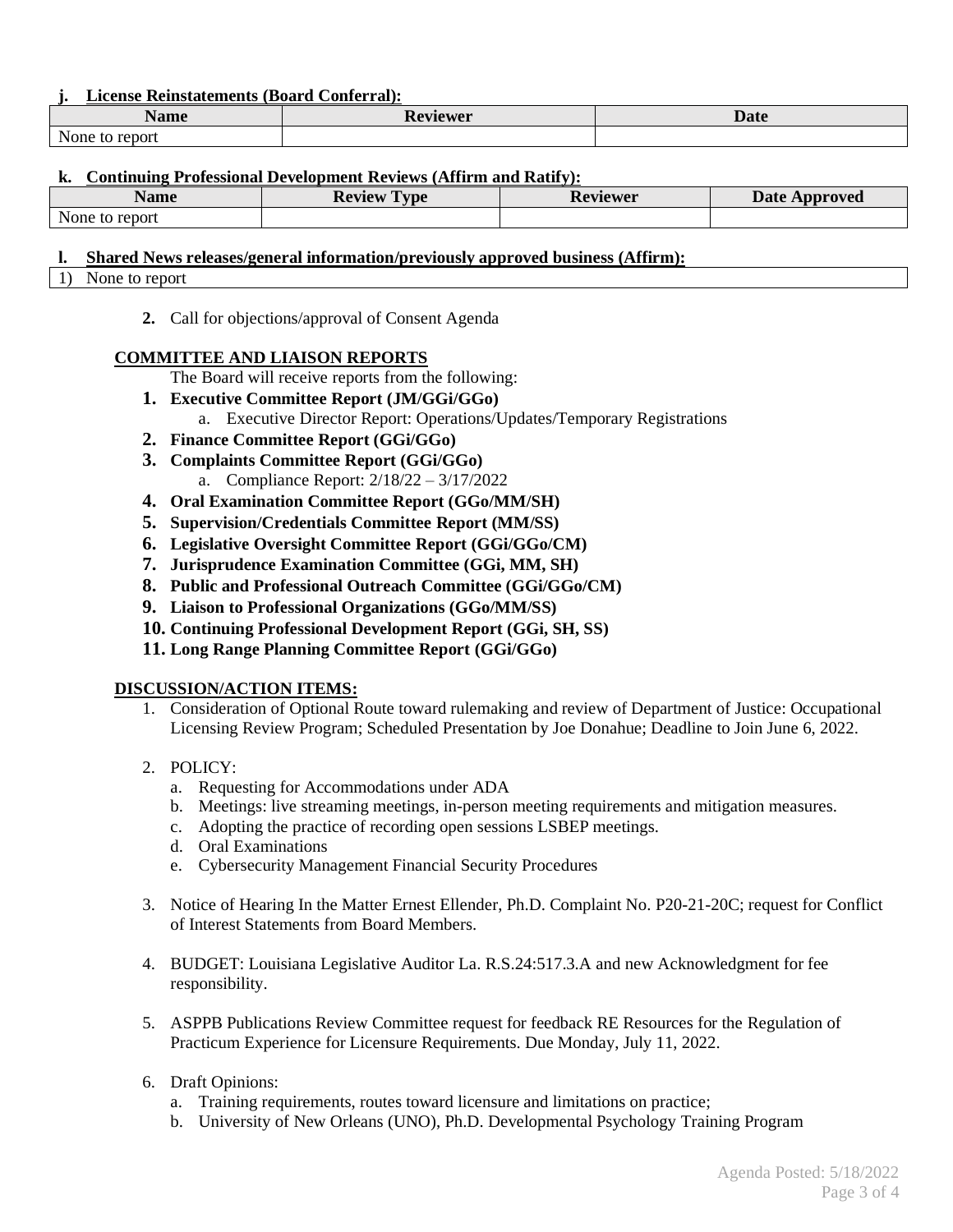**j. License Reinstatements (Board Conferral):**

| Name | Reviewer | Date |
|---|---|---|
| None to report | | |

**k. Continuing Professional Development Reviews (Affirm and Ratify):**

| Name | Review Type | Reviewer | Date Approved |
|---|---|---|---|
| None to report | | | |

**l. Shared News releases/general information/previously approved business (Affirm):**

| 1) None to report |
|---|

2. Call for objections/approval of Consent Agenda

**COMMITTEE AND LIAISON REPORTS**

The Board will receive reports from the following:

1. **Executive Committee Report (JM/GGi/GGo)**
    a. Executive Director Report: Operations/Updates/Temporary Registrations
2. **Finance Committee Report (GGi/GGo)**
3. **Complaints Committee Report (GGi/GGo)**
    a. Compliance Report: 2/18/22 – 3/17/2022
4. **Oral Examination Committee Report (GGo/MM/SH)**
5. **Supervision/Credentials Committee Report (MM/SS)**
6. **Legislative Oversight Committee Report (GGi/GGo/CM)**
7. **Jurisprudence Examination Committee (GGi, MM, SH)**
8. **Public and Professional Outreach Committee (GGi/GGo/CM)**
9. **Liaison to Professional Organizations (GGo/MM/SS)**
10. **Continuing Professional Development Report (GGi, SH, SS)**
11. **Long Range Planning Committee Report (GGi/GGo)**

**DISCUSSION/ACTION ITEMS:**

1. Consideration of Optional Route toward rulemaking and review of Department of Justice: Occupational Licensing Review Program; Scheduled Presentation by Joe Donahue; Deadline to Join June 6, 2022.

2. POLICY:
    a. Requesting for Accommodations under ADA
    b. Meetings: live streaming meetings, in-person meeting requirements and mitigation measures.
    c. Adopting the practice of recording open sessions LSBEP meetings.
    d. Oral Examinations
    e. Cybersecurity Management Financial Security Procedures

3. Notice of Hearing In the Matter Ernest Ellender, Ph.D. Complaint No. P20-21-20C; request for Conflict of Interest Statements from Board Members.

4. BUDGET: Louisiana Legislative Auditor La. R.S.24:517.3.A and new Acknowledgment for fee responsibility.

5. ASPPB Publications Review Committee request for feedback RE Resources for the Regulation of Practicum Experience for Licensure Requirements. Due Monday, July 11, 2022.

6. Draft Opinions:
    a. Training requirements, routes toward licensure and limitations on practice;
    b. University of New Orleans (UNO), Ph.D. Developmental Psychology Training Program

Agenda Posted: 5/18/2022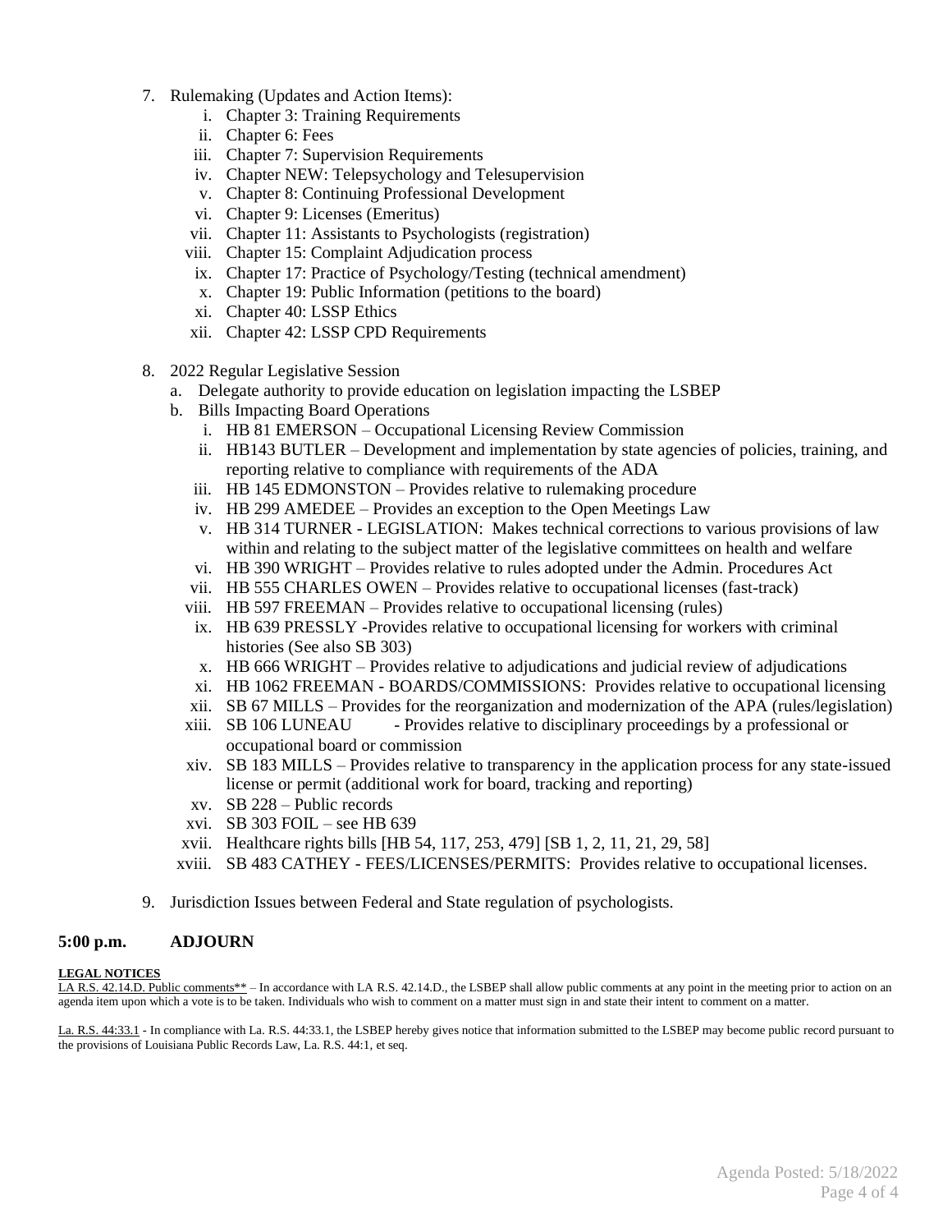7. Rulemaking (Updates and Action Items):
   i. Chapter 3: Training Requirements
   ii. Chapter 6: Fees
   iii. Chapter 7: Supervision Requirements
   iv. Chapter NEW: Telepsychology and Telesupervision
   v. Chapter 8: Continuing Professional Development
   vi. Chapter 9: Licenses (Emeritus)
   vii. Chapter 11: Assistants to Psychologists (registration)
   viii. Chapter 15: Complaint Adjudication process
   ix. Chapter 17: Practice of Psychology/Testing (technical amendment)
   x. Chapter 19: Public Information (petitions to the board)
   xi. Chapter 40: LSSP Ethics
   xii. Chapter 42: LSSP CPD Requirements

8. 2022 Regular Legislative Session
   a. Delegate authority to provide education on legislation impacting the LSBEP
   b. Bills Impacting Board Operations
      i. HB 81 EMERSON – Occupational Licensing Review Commission
      ii. HB143 BUTLER – Development and implementation by state agencies of policies, training, and reporting relative to compliance with requirements of the ADA
      iii. HB 145 EDMONSTON – Provides relative to rulemaking procedure
      iv. HB 299 AMEDEE – Provides an exception to the Open Meetings Law
      v. HB 314 TURNER - LEGISLATION: Makes technical corrections to various provisions of law within and relating to the subject matter of the legislative committees on health and welfare
      vi. HB 390 WRIGHT – Provides relative to rules adopted under the Admin. Procedures Act
      vii. HB 555 CHARLES OWEN – Provides relative to occupational licenses (fast-track)
      viii. HB 597 FREEMAN – Provides relative to occupational licensing (rules)
      ix. HB 639 PRESSLY -Provides relative to occupational licensing for workers with criminal histories (See also SB 303)
      x. HB 666 WRIGHT – Provides relative to adjudications and judicial review of adjudications
      xi. HB 1062 FREEMAN - BOARDS/COMMISSIONS: Provides relative to occupational licensing
      xii. SB 67 MILLS – Provides for the reorganization and modernization of the APA (rules/legislation)
      xiii. SB 106 LUNEAU - Provides relative to disciplinary proceedings by a professional or occupational board or commission
      xiv. SB 183 MILLS – Provides relative to transparency in the application process for any state-issued license or permit (additional work for board, tracking and reporting)
      xv. SB 228 – Public records
      xvi. SB 303 FOIL – see HB 639
      xvii. Healthcare rights bills [HB 54, 117, 253, 479] [SB 1, 2, 11, 21, 29, 58]
      xviii. SB 483 CATHEY - FEES/LICENSES/PERMITS: Provides relative to occupational licenses.

9. Jurisdiction Issues between Federal and State regulation of psychologists.

**5:00 p.m. ADJOURN**

**LEGAL NOTICES**

LA R.S. 42.14.D. Public comments** – In accordance with LA R.S. 42.14.D., the LSBEP shall allow public comments at any point in the meeting prior to action on an agenda item upon which a vote is to be taken. Individuals who wish to comment on a matter must sign in and state their intent to comment on a matter.

La. R.S. 44:33.1 - In compliance with La. R.S. 44:33.1, the LSBEP hereby gives notice that information submitted to the LSBEP may become public record pursuant to the provisions of Louisiana Public Records Law, La. R.S. 44:1, et seq.

Agenda Posted: 5/18/2022